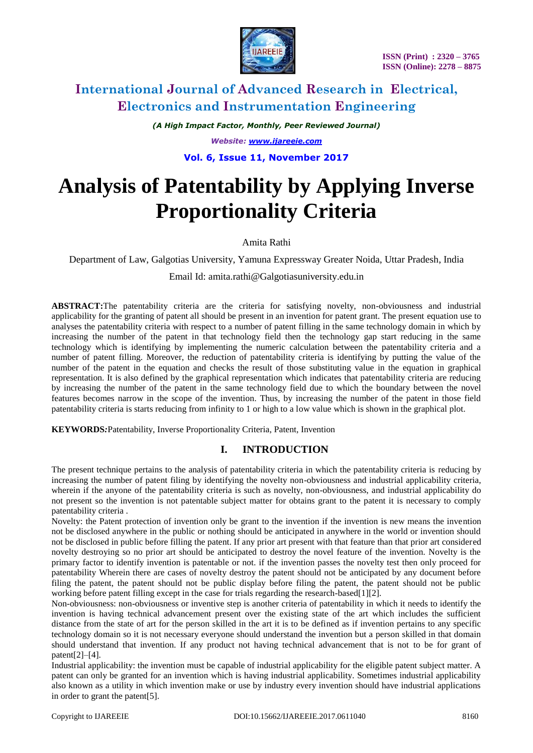# Analysis of Patentability by Applying Inverse Proportionality Criteria

Amita Rathi

Department of Law, Galgotias University, Yamuna Expressway Greater Noida, Uttar Pradesh, India

Email Id: amita.rathi@Galgotiasuniversity.edu.in

**ABSTRACT:**The patentability criteria are the criteria for satisfying novelty, non-obviousness and industrial applicability for the granting of patent all should be present in an invention for patent grant. The present equation use to analyses the patentability criteria with respect to a number of patent filling in the same technology domain in which by increasing the number of the patent in that technology field then the technology gap start reducing in the same technology which is identifying by implementing the numeric calculation between the patentability criteria and a number of patent filling. Moreover, the reduction of patentability criteria is identifying by putting the value of the number of the patent in the equation and checks the result of those substituting value in the equation in graphical representation. It is also defined by the graphical representation which indicates that patentability criteria are reducing by increasing the number of the patent in the same technology field due to which the boundary between the novel features becomes narrow in the scope of the invention. Thus, by increasing the number of the patent in those field patentability criteria is starts reducing from infinity to 1 or high to a low value which is shown in the graphical plot.

***KEYWORDS:***Patentability, Inverse Proportionality Criteria, Patent, Invention

## I. INTRODUCTION

The present technique pertains to the analysis of patentability criteria in which the patentability criteria is reducing by increasing the number of patent filing by identifying the novelty non-obviousness and industrial applicability criteria, wherein if the anyone of the patentability criteria is such as novelty, non-obviousness, and industrial applicability do not present so the invention is not patentable subject matter for obtains grant to the patent it is necessary to comply patentability criteria .

Novelty: the Patent protection of invention only be grant to the invention if the invention is new means the invention not be disclosed anywhere in the public or nothing should be anticipated in anywhere in the world or invention should not be disclosed in public before filling the patent. If any prior art present with that feature than that prior art considered novelty destroying so no prior art should be anticipated to destroy the novel feature of the invention. Novelty is the primary factor to identify invention is patentable or not. if the invention passes the novelty test then only proceed for patentability Wherein there are cases of novelty destroy the patent should not be anticipated by any document before filing the patent, the patent should not be public display before filing the patent, the patent should not be public working before patent filling except in the case for trials regarding the research-based[1][2].

Non-obviousness: non-obviousness or inventive step is another criteria of patentability in which it needs to identify the invention is having technical advancement present over the existing state of the art which includes the sufficient distance from the state of art for the person skilled in the art it is to be defined as if invention pertains to any specific technology domain so it is not necessary everyone should understand the invention but a person skilled in that domain should understand that invention. If any product not having technical advancement that is not to be for grant of patent[2]–[4].

Industrial applicability: the invention must be capable of industrial applicability for the eligible patent subject matter. A patent can only be granted for an invention which is having industrial applicability. Sometimes industrial applicability also known as a utility in which invention make or use by industry every invention should have industrial applications in order to grant the patent[5].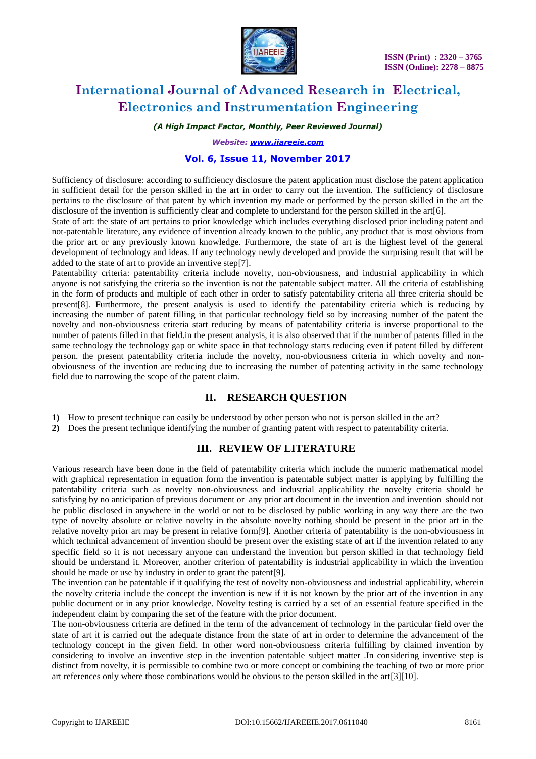Sufficiency of disclosure: according to sufficiency disclosure the patent application must disclose the patent application in sufficient detail for the person skilled in the art in order to carry out the invention. The sufficiency of disclosure pertains to the disclosure of that patent by which invention my made or performed by the person skilled in the art the disclosure of the invention is sufficiently clear and complete to understand for the person skilled in the art[6].

State of art: the state of art pertains to prior knowledge which includes everything disclosed prior including patent and not-patentable literature, any evidence of invention already known to the public, any product that is most obvious from the prior art or any previously known knowledge. Furthermore, the state of art is the highest level of the general development of technology and ideas. If any technology newly developed and provide the surprising result that will be added to the state of art to provide an inventive step[7].

Patentability criteria: patentability criteria include novelty, non-obviousness, and industrial applicability in which anyone is not satisfying the criteria so the invention is not the patentable subject matter. All the criteria of establishing in the form of products and multiple of each other in order to satisfy patentability criteria all three criteria should be present[8]. Furthermore, the present analysis is used to identify the patentability criteria which is reducing by increasing the number of patent filling in that particular technology field so by increasing number of the patent the novelty and non-obviousness criteria start reducing by means of patentability criteria is inverse proportional to the number of patents filled in that field.in the present analysis, it is also observed that if the number of patents filled in the same technology the technology gap or white space in that technology starts reducing even if patent filled by different person. the present patentability criteria include the novelty, non-obviousness criteria in which novelty and non-obviousness of the invention are reducing due to increasing the number of patenting activity in the same technology field due to narrowing the scope of the patent claim.

## II. RESEARCH QUESTION

1) How to present technique can easily be understood by other person who not is person skilled in the art?
2) Does the present technique identifying the number of granting patent with respect to patentability criteria.

## III. REVIEW OF LITERATURE

Various research have been done in the field of patentability criteria which include the numeric mathematical model with graphical representation in equation form the invention is patentable subject matter is applying by fulfilling the patentability criteria such as novelty non-obviousness and industrial applicability the novelty criteria should be satisfying by no anticipation of previous document or any prior art document in the invention and invention should not be public disclosed in anywhere in the world or not to be disclosed by public working in any way there are the two type of novelty absolute or relative novelty in the absolute novelty nothing should be present in the prior art in the relative novelty prior art may be present in relative form[9]. Another criteria of patentability is the non-obviousness in which technical advancement of invention should be present over the existing state of art if the invention related to any specific field so it is not necessary anyone can understand the invention but person skilled in that technology field should be understand it. Moreover, another criterion of patentability is industrial applicability in which the invention should be made or use by industry in order to grant the patent[9].

The invention can be patentable if it qualifying the test of novelty non-obviousness and industrial applicability, wherein the novelty criteria include the concept the invention is new if it is not known by the prior art of the invention in any public document or in any prior knowledge. Novelty testing is carried by a set of an essential feature specified in the independent claim by comparing the set of the feature with the prior document.

The non-obviousness criteria are defined in the term of the advancement of technology in the particular field over the state of art it is carried out the adequate distance from the state of art in order to determine the advancement of the technology concept in the given field. In other word non-obviousness criteria fulfilling by claimed invention by considering to involve an inventive step in the invention patentable subject matter .In considering inventive step is distinct from novelty, it is permissible to combine two or more concept or combining the teaching of two or more prior art references only where those combinations would be obvious to the person skilled in the art[3][10].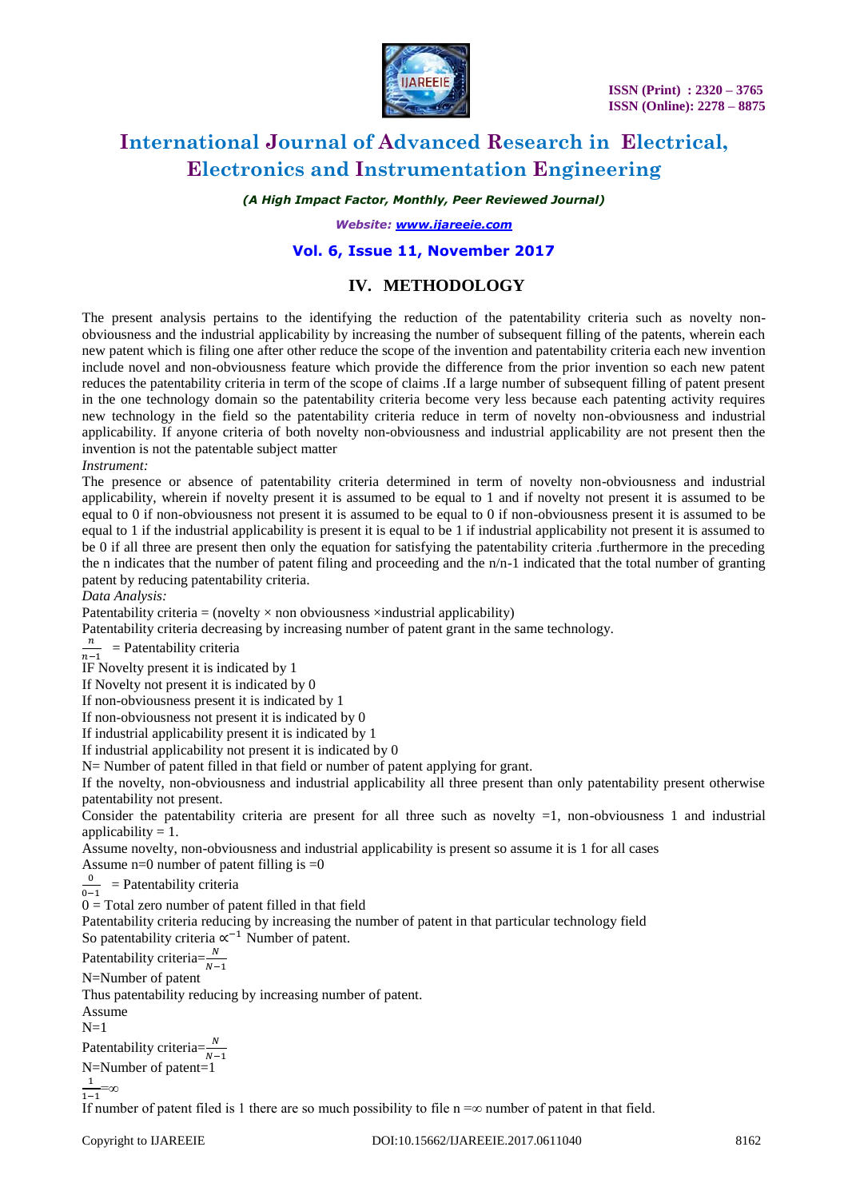## IV. METHODOLOGY

The present analysis pertains to the identifying the reduction of the patentability criteria such as novelty non-obviousness and the industrial applicability by increasing the number of subsequent filling of the patents, wherein each new patent which is filing one after other reduce the scope of the invention and patentability criteria each new invention include novel and non-obviousness feature which provide the difference from the prior invention so each new patent reduces the patentability criteria in term of the scope of claims .If a large number of subsequent filling of patent present in the one technology domain so the patentability criteria become very less because each patenting activity requires new technology in the field so the patentability criteria reduce in term of novelty non-obviousness and industrial applicability. If anyone criteria of both novelty non-obviousness and industrial applicability are not present then the invention is not the patentable subject matter

*Instrument:*

The presence or absence of patentability criteria determined in term of novelty non-obviousness and industrial applicability, wherein if novelty present it is assumed to be equal to 1 and if novelty not present it is assumed to be equal to 0 if non-obviousness not present it is assumed to be equal to 0 if non-obviousness present it is assumed to be equal to 1 if the industrial applicability is present it is equal to be 1 if industrial applicability not present it is assumed to be 0 if all three are present then only the equation for satisfying the patentability criteria .furthermore in the preceding the n indicates that the number of patent filing and proceeding and the n/n-1 indicated that the total number of granting patent by reducing patentability criteria.

*Data Analysis:*

Patentability criteria = (novelty × non obviousness ×industrial applicability)

Patentability criteria decreasing by increasing number of patent grant in the same technology.

$\frac{n}{n-1}$ = Patentability criteria

IF Novelty present it is indicated by 1

If Novelty not present it is indicated by 0

If non-obviousness present it is indicated by 1

If non-obviousness not present it is indicated by 0

If industrial applicability present it is indicated by 1

If industrial applicability not present it is indicated by 0

N= Number of patent filled in that field or number of patent applying for grant.

If the novelty, non-obviousness and industrial applicability all three present than only patentability present otherwise patentability not present.

Consider the patentability criteria are present for all three such as novelty =1, non-obviousness 1 and industrial applicability = 1.

Assume novelty, non-obviousness and industrial applicability is present so assume it is 1 for all cases

Assume n=0 number of patent filling is =0

$\frac{0}{0-1}$ = Patentability criteria

0 = Total zero number of patent filled in that field

Patentability criteria reducing by increasing the number of patent in that particular technology field

So patentability criteria $\propto^{-1}$ Number of patent.

Patentability criteria=$\frac{N}{N-1}$

N=Number of patent

Thus patentability reducing by increasing number of patent.

Assume

N=1

Patentability criteria=$\frac{N}{N-1}$

N=Number of patent=1

$\frac{1}{1-1}$=∞

If number of patent filed is 1 there are so much possibility to file n =∞ number of patent in that field.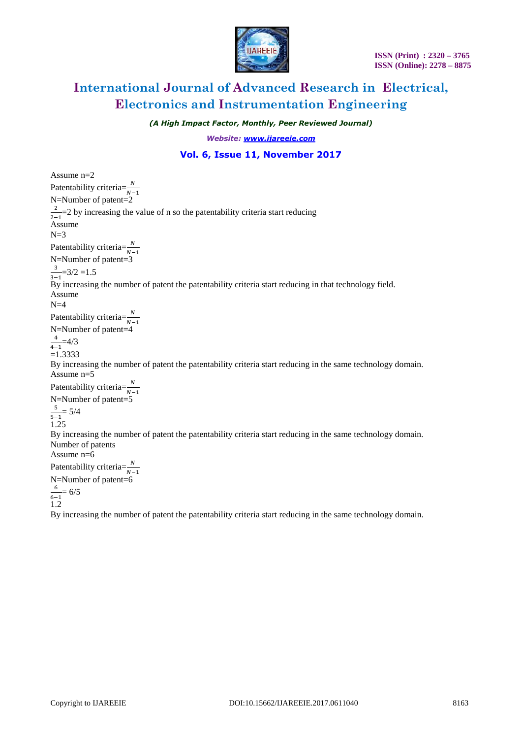Assume n=2

Patentability criteria=$\frac{N}{N-1}$

N=Number of patent=2

$\frac{2}{2-1}$=2 by increasing the value of n so the patentability criteria start reducing

Assume

N=3

Patentability criteria=$\frac{N}{N-1}$

N=Number of patent=3

$\frac{3}{3-1}$=3/2 =1.5

By increasing the number of patent the patentability criteria start reducing in that technology field.

Assume

N=4

Patentability criteria=$\frac{N}{N-1}$

N=Number of patent=4

$\frac{4}{4-1}$=4/3

=1.3333

By increasing the number of patent the patentability criteria start reducing in the same technology domain.

Assume n=5

Patentability criteria=$\frac{N}{N-1}$

N=Number of patent=5

$\frac{5}{5-1}$= 5/4

1.25

By increasing the number of patent the patentability criteria start reducing in the same technology domain.

Number of patents

Assume n=6

Patentability criteria=$\frac{N}{N-1}$

N=Number of patent=6

$\frac{6}{6-1}$= 6/5

1.2

By increasing the number of patent the patentability criteria start reducing in the same technology domain.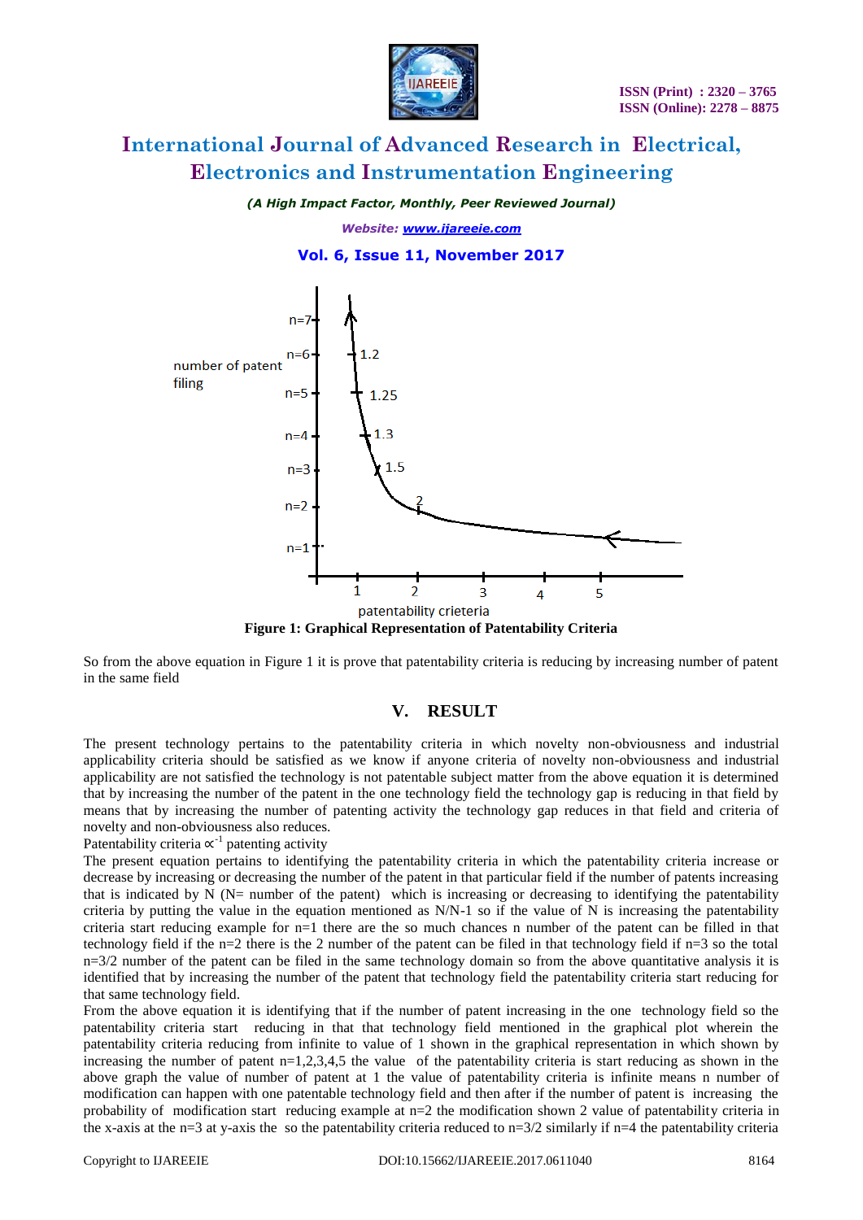Figure 1: Graphical Representation of Patentability Criteria

So from the above equation in Figure 1 it is prove that patentability criteria is reducing by increasing number of patent in the same field

## V. RESULT

The present technology pertains to the patentability criteria in which novelty non-obviousness and industrial applicability criteria should be satisfied as we know if anyone criteria of novelty non-obviousness and industrial applicability are not satisfied the technology is not patentable subject matter from the above equation it is determined that by increasing the number of the patent in the one technology field the technology gap is reducing in that field by means that by increasing the number of patenting activity the technology gap reduces in that field and criteria of novelty and non-obviousness also reduces.

Patentability criteria $\propto^{-1}$ patenting activity

The present equation pertains to identifying the patentability criteria in which the patentability criteria increase or decrease by increasing or decreasing the number of the patent in that particular field if the number of patents increasing that is indicated by N (N= number of the patent) which is increasing or decreasing to identifying the patentability criteria by putting the value in the equation mentioned as N/N-1 so if the value of N is increasing the patentability criteria start reducing example for n=1 there are the so much chances n number of the patent can be filled in that technology field if the n=2 there is the 2 number of the patent can be filed in that technology field if n=3 so the total n=3/2 number of the patent can be filed in the same technology domain so from the above quantitative analysis it is identified that by increasing the number of the patent that technology field the patentability criteria start reducing for that same technology field.

From the above equation it is identifying that if the number of patent increasing in the one technology field so the patentability criteria start reducing in that that technology field mentioned in the graphical plot wherein the patentability criteria reducing from infinite to value of 1 shown in the graphical representation in which shown by increasing the number of patent n=1,2,3,4,5 the value of the patentability criteria is start reducing as shown in the above graph the value of number of patent at 1 the value of patentability criteria is infinite means n number of modification can happen with one patentable technology field and then after if the number of patent is increasing the probability of modification start reducing example at n=2 the modification shown 2 value of patentability criteria in the x-axis at the n=3 at y-axis the so the patentability criteria reduced to n=3/2 similarly if n=4 the patentability criteria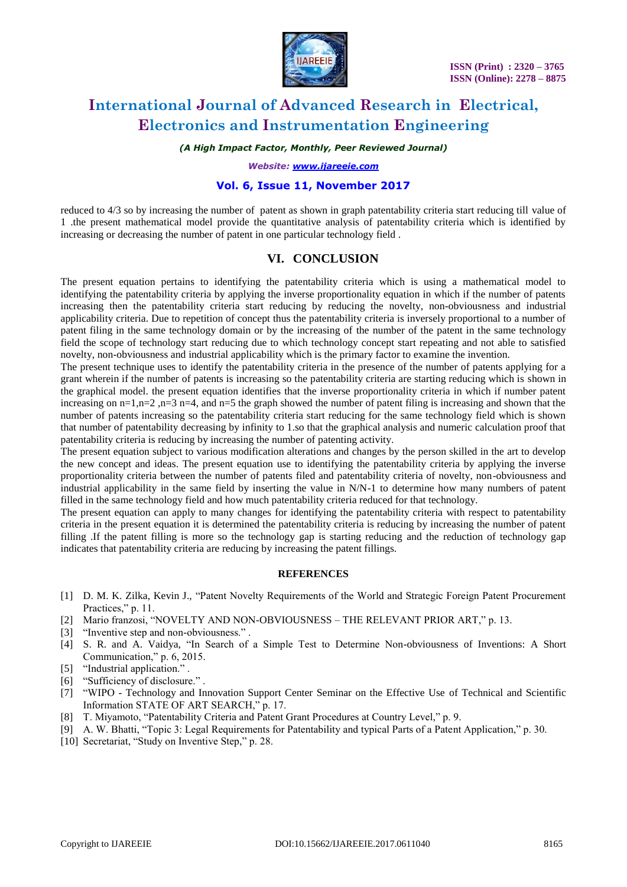reduced to 4/3 so by increasing the number of patent as shown in graph patentability criteria start reducing till value of 1 .the present mathematical model provide the quantitative analysis of patentability criteria which is identified by increasing or decreasing the number of patent in one particular technology field .

## VI. CONCLUSION

The present equation pertains to identifying the patentability criteria which is using a mathematical model to identifying the patentability criteria by applying the inverse proportionality equation in which if the number of patents increasing then the patentability criteria start reducing by reducing the novelty, non-obviousness and industrial applicability criteria. Due to repetition of concept thus the patentability criteria is inversely proportional to a number of patent filing in the same technology domain or by the increasing of the number of the patent in the same technology field the scope of technology start reducing due to which technology concept start repeating and not able to satisfied novelty, non-obviousness and industrial applicability which is the primary factor to examine the invention.

The present technique uses to identify the patentability criteria in the presence of the number of patents applying for a grant wherein if the number of patents is increasing so the patentability criteria are starting reducing which is shown in the graphical model. the present equation identifies that the inverse proportionality criteria in which if number patent increasing on n=1,n=2 ,n=3 n=4, and n=5 the graph showed the number of patent filing is increasing and shown that the number of patents increasing so the patentability criteria start reducing for the same technology field which is shown that number of patentability decreasing by infinity to 1.so that the graphical analysis and numeric calculation proof that patentability criteria is reducing by increasing the number of patenting activity.

The present equation subject to various modification alterations and changes by the person skilled in the art to develop the new concept and ideas. The present equation use to identifying the patentability criteria by applying the inverse proportionality criteria between the number of patents filed and patentability criteria of novelty, non-obviousness and industrial applicability in the same field by inserting the value in N/N-1 to determine how many numbers of patent filled in the same technology field and how much patentability criteria reduced for that technology.

The present equation can apply to many changes for identifying the patentability criteria with respect to patentability criteria in the present equation it is determined the patentability criteria is reducing by increasing the number of patent filling .If the patent filling is more so the technology gap is starting reducing and the reduction of technology gap indicates that patentability criteria are reducing by increasing the patent fillings.

### REFERENCES

[1] D. M. K. Zilka, Kevin J., "Patent Novelty Requirements of the World and Strategic Foreign Patent Procurement Practices," p. 11.

[2] Mario franzosi, "NOVELTY AND NON-OBVIOUSNESS – THE RELEVANT PRIOR ART," p. 13.

[3] "Inventive step and non-obviousness." .

[4] S. R. and A. Vaidya, "In Search of a Simple Test to Determine Non-obviousness of Inventions: A Short Communication," p. 6, 2015.

[5] "Industrial application." .

[6] "Sufficiency of disclosure." .

[7] "WIPO - Technology and Innovation Support Center Seminar on the Effective Use of Technical and Scientific Information STATE OF ART SEARCH," p. 17.

[8] T. Miyamoto, "Patentability Criteria and Patent Grant Procedures at Country Level," p. 9.

[9] A. W. Bhatti, "Topic 3: Legal Requirements for Patentability and typical Parts of a Patent Application," p. 30.

[10] Secretariat, "Study on Inventive Step," p. 28.